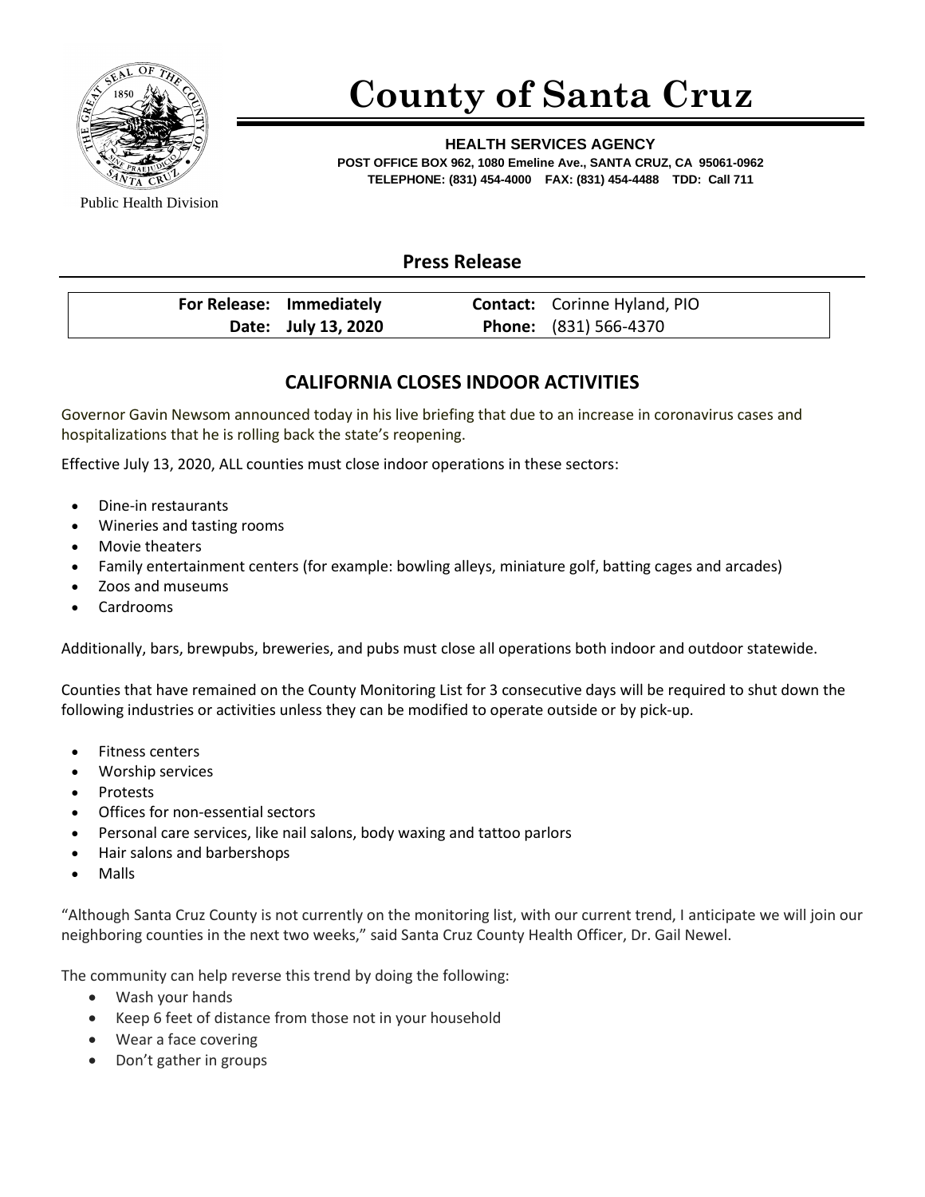Public Health Division

# County of Santa Cruz

**HEALTH SERVICES AGENCY**
**POST OFFICE BOX 962, 1080 Emeline Ave., SANTA CRUZ, CA 95061-0962**
**TELEPHONE: (831) 454-4000 FAX: (831) 454-4488 TDD: Call 711**

## Press Release

| | | | |
|---|---|---|---|
| **For Release:** | **Immediately** | **Contact:** | Corinne Hyland, PIO |
| **Date:** | **July 13, 2020** | **Phone:** | (831) 566-4370 |

## CALIFORNIA CLOSES INDOOR ACTIVITIES

Governor Gavin Newsom announced today in his live briefing that due to an increase in coronavirus cases and hospitalizations that he is rolling back the state's reopening.

Effective July 13, 2020, ALL counties must close indoor operations in these sectors:

- Dine-in restaurants
- Wineries and tasting rooms
- Movie theaters
- Family entertainment centers (for example: bowling alleys, miniature golf, batting cages and arcades)
- Zoos and museums
- Cardrooms

Additionally, bars, brewpubs, breweries, and pubs must close all operations both indoor and outdoor statewide.

Counties that have remained on the County Monitoring List for 3 consecutive days will be required to shut down the following industries or activities unless they can be modified to operate outside or by pick-up.

- Fitness centers
- Worship services
- Protests
- Offices for non-essential sectors
- Personal care services, like nail salons, body waxing and tattoo parlors
- Hair salons and barbershops
- Malls

"Although Santa Cruz County is not currently on the monitoring list, with our current trend, I anticipate we will join our neighboring counties in the next two weeks," said Santa Cruz County Health Officer, Dr. Gail Newel.

The community can help reverse this trend by doing the following:

- Wash your hands
- Keep 6 feet of distance from those not in your household
- Wear a face covering
- Don't gather in groups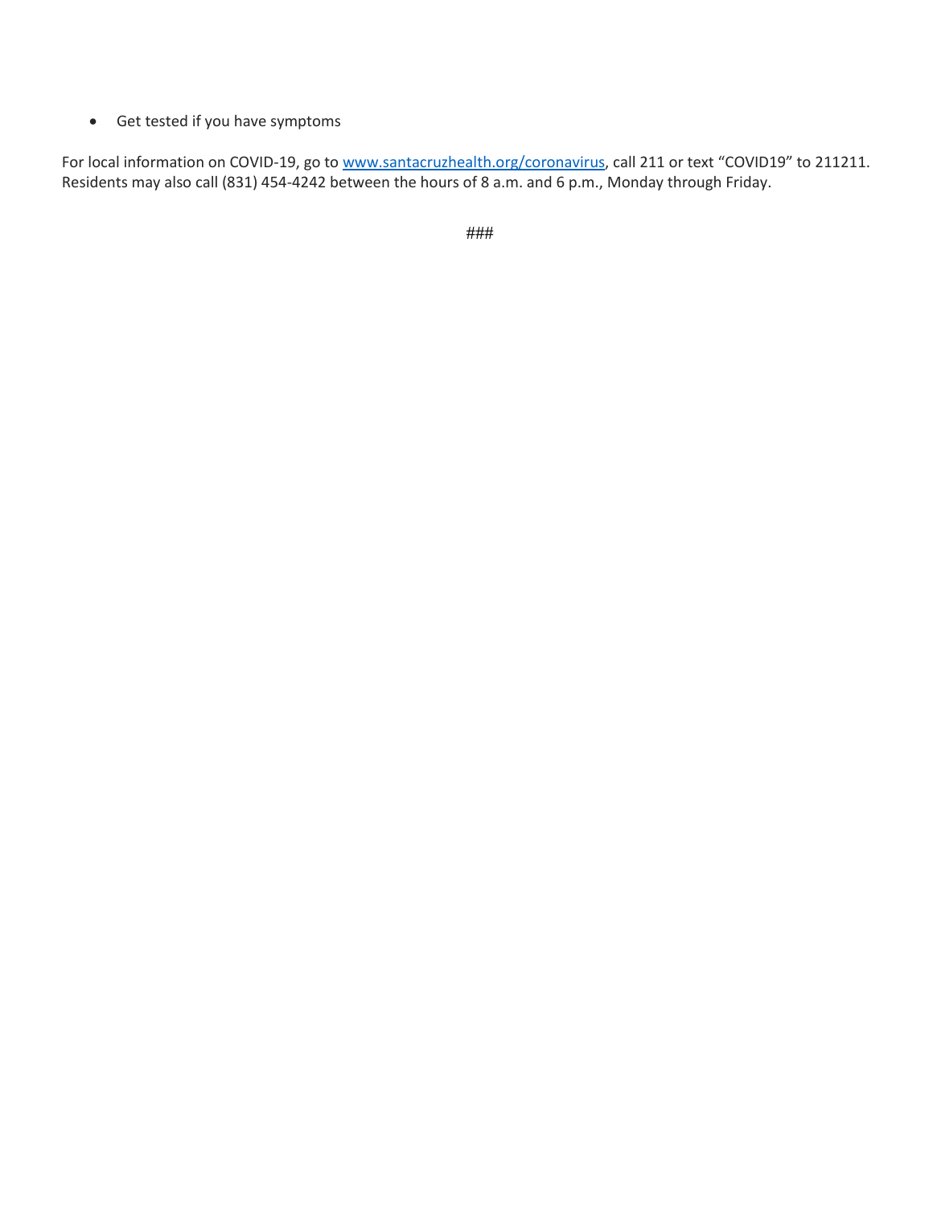- Get tested if you have symptoms

For local information on COVID-19, go to [www.santacruzhealth.org/coronavirus](http://www.santacruzhealth.org/coronavirus), call 211 or text “COVID19” to 211211. Residents may also call (831) 454-4242 between the hours of 8 a.m. and 6 p.m., Monday through Friday.

###